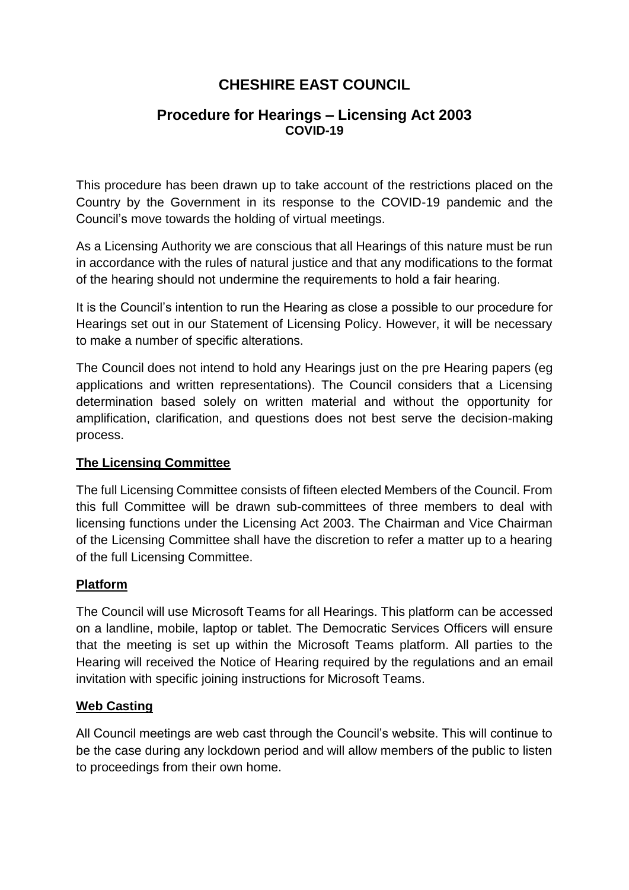# CHESHIRE EAST COUNCIL

## Procedure for Hearings – Licensing Act 2003

### COVID-19

This procedure has been drawn up to take account of the restrictions placed on the Country by the Government in its response to the COVID-19 pandemic and the Council's move towards the holding of virtual meetings.

As a Licensing Authority we are conscious that all Hearings of this nature must be run in accordance with the rules of natural justice and that any modifications to the format of the hearing should not undermine the requirements to hold a fair hearing.

It is the Council's intention to run the Hearing as close a possible to our procedure for Hearings set out in our Statement of Licensing Policy. However, it will be necessary to make a number of specific alterations.

The Council does not intend to hold any Hearings just on the pre Hearing papers (eg applications and written representations). The Council considers that a Licensing determination based solely on written material and without the opportunity for amplification, clarification, and questions does not best serve the decision-making process.

**The Licensing Committee**

The full Licensing Committee consists of fifteen elected Members of the Council. From this full Committee will be drawn sub-committees of three members to deal with licensing functions under the Licensing Act 2003. The Chairman and Vice Chairman of the Licensing Committee shall have the discretion to refer a matter up to a hearing of the full Licensing Committee.

**Platform**

The Council will use Microsoft Teams for all Hearings. This platform can be accessed on a landline, mobile, laptop or tablet. The Democratic Services Officers will ensure that the meeting is set up within the Microsoft Teams platform. All parties to the Hearing will received the Notice of Hearing required by the regulations and an email invitation with specific joining instructions for Microsoft Teams.

**Web Casting**

All Council meetings are web cast through the Council's website. This will continue to be the case during any lockdown period and will allow members of the public to listen to proceedings from their own home.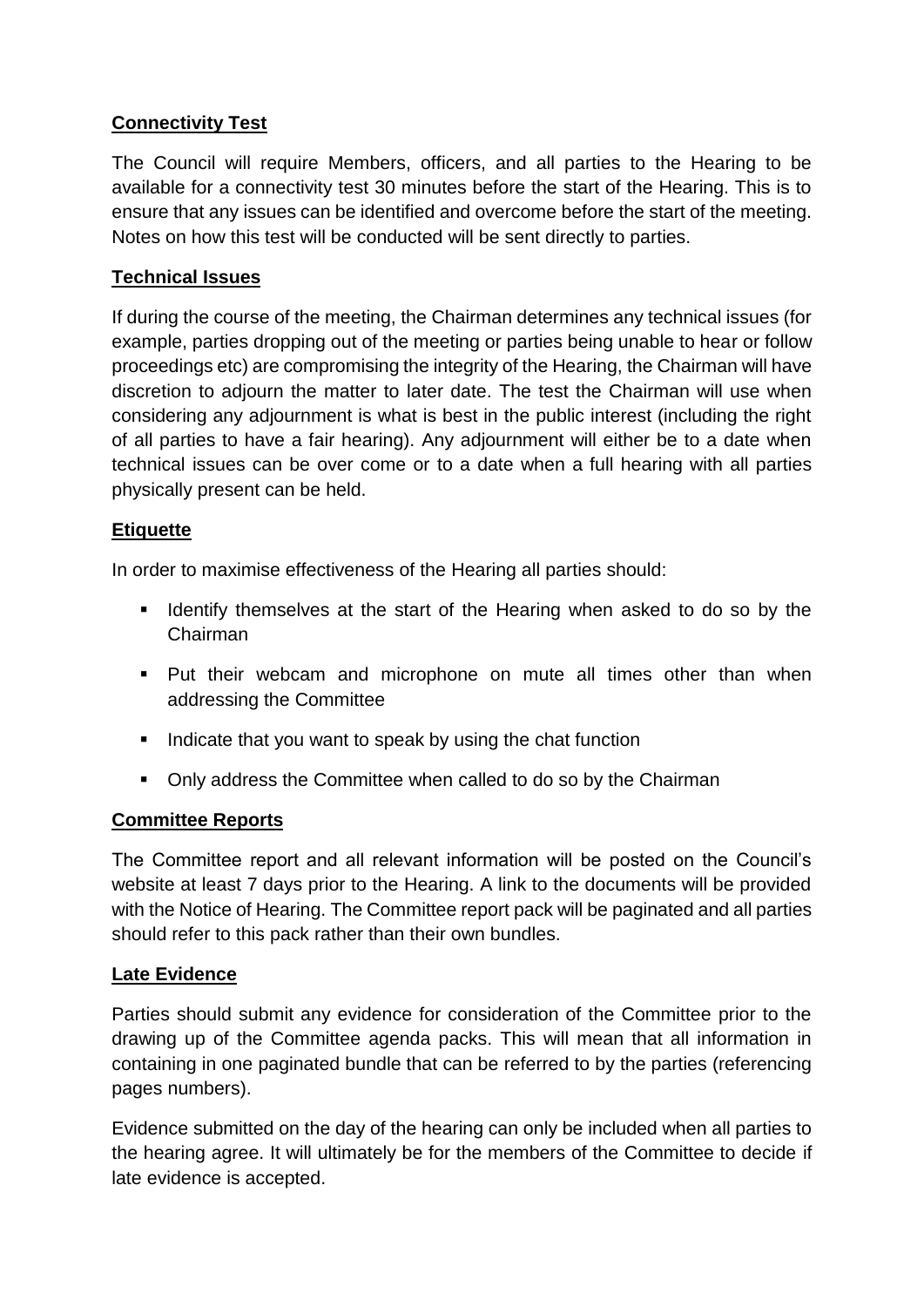**Connectivity Test**

The Council will require Members, officers, and all parties to the Hearing to be available for a connectivity test 30 minutes before the start of the Hearing. This is to ensure that any issues can be identified and overcome before the start of the meeting. Notes on how this test will be conducted will be sent directly to parties.

**Technical Issues**

If during the course of the meeting, the Chairman determines any technical issues (for example, parties dropping out of the meeting or parties being unable to hear or follow proceedings etc) are compromising the integrity of the Hearing, the Chairman will have discretion to adjourn the matter to later date. The test the Chairman will use when considering any adjournment is what is best in the public interest (including the right of all parties to have a fair hearing). Any adjournment will either be to a date when technical issues can be over come or to a date when a full hearing with all parties physically present can be held.

**Etiquette**

In order to maximise effectiveness of the Hearing all parties should:

- Identify themselves at the start of the Hearing when asked to do so by the Chairman
- Put their webcam and microphone on mute all times other than when addressing the Committee
- Indicate that you want to speak by using the chat function
- Only address the Committee when called to do so by the Chairman

**Committee Reports**

The Committee report and all relevant information will be posted on the Council's website at least 7 days prior to the Hearing. A link to the documents will be provided with the Notice of Hearing. The Committee report pack will be paginated and all parties should refer to this pack rather than their own bundles.

**Late Evidence**

Parties should submit any evidence for consideration of the Committee prior to the drawing up of the Committee agenda packs. This will mean that all information in containing in one paginated bundle that can be referred to by the parties (referencing pages numbers).

Evidence submitted on the day of the hearing can only be included when all parties to the hearing agree. It will ultimately be for the members of the Committee to decide if late evidence is accepted.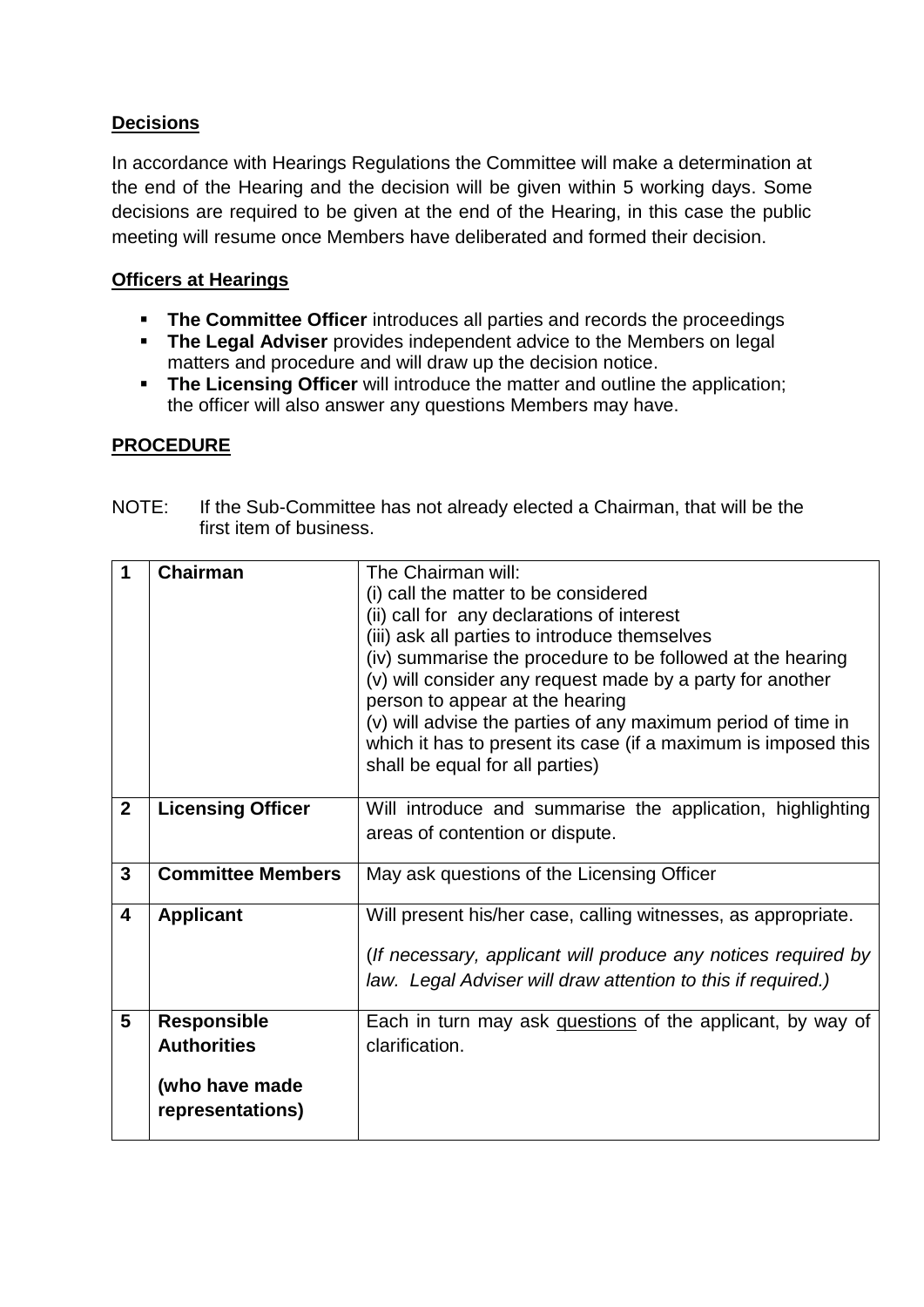**Decisions**

In accordance with Hearings Regulations the Committee will make a determination at the end of the Hearing and the decision will be given within 5 working days. Some decisions are required to be given at the end of the Hearing, in this case the public meeting will resume once Members have deliberated and formed their decision.

**Officers at Hearings**

- **The Committee Officer** introduces all parties and records the proceedings
- **The Legal Adviser** provides independent advice to the Members on legal matters and procedure and will draw up the decision notice.
- **The Licensing Officer** will introduce the matter and outline the application; the officer will also answer any questions Members may have.

**PROCEDURE**

NOTE: If the Sub-Committee has not already elected a Chairman, that will be the first item of business.

| | | |
|---|---|---|
| **1** | **Chairman** | The Chairman will:<br>(i) call the matter to be considered<br>(ii) call for any declarations of interest<br>(iii) ask all parties to introduce themselves<br>(iv) summarise the procedure to be followed at the hearing<br>(v) will consider any request made by a party for another person to appear at the hearing<br>(v) will advise the parties of any maximum period of time in which it has to present its case (if a maximum is imposed this shall be equal for all parties) |
| **2** | **Licensing Officer** | Will introduce and summarise the application, highlighting areas of contention or dispute. |
| **3** | **Committee Members** | May ask questions of the Licensing Officer |
| **4** | **Applicant** | Will present his/her case, calling witnesses, as appropriate.<br><br>(*If necessary, applicant will produce any notices required by law. Legal Adviser will draw attention to this if required.)* |
| **5** | **Responsible Authorities**<br><br>**(who have made representations)** | Each in turn may ask <u>questions</u> of the applicant, by way of clarification. |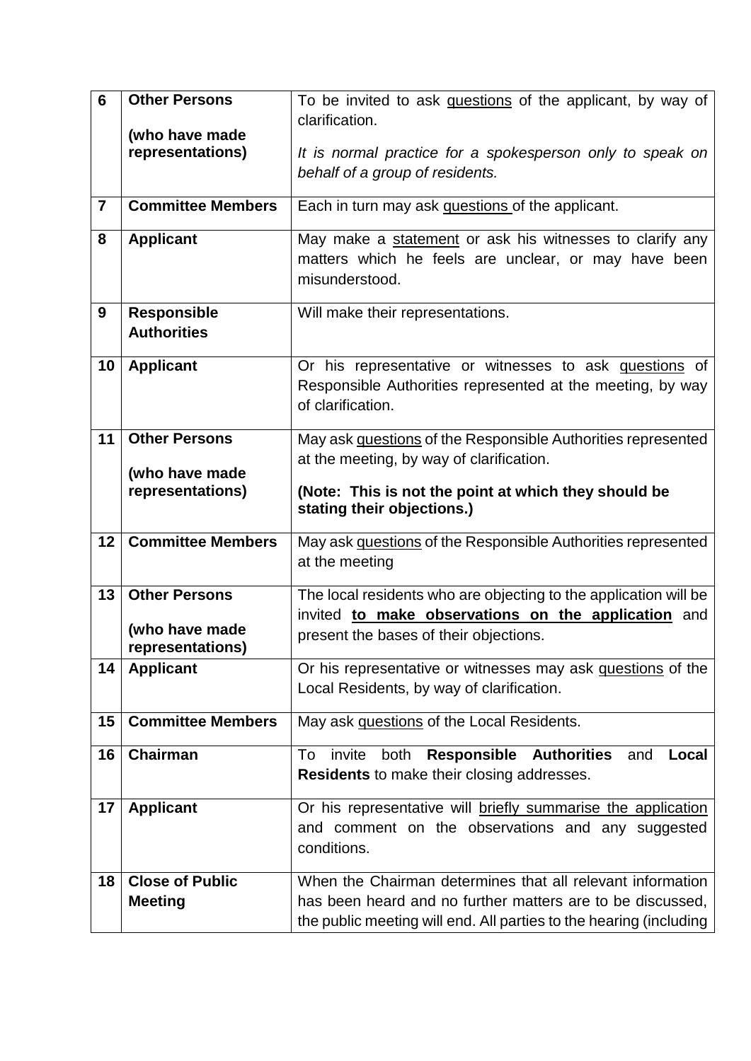| | | |
|---|---|---|
| **6** | **Other Persons**<br><br>**(who have made representations)** | To be invited to ask <u>questions</u> of the applicant, by way of clarification.<br><br>*It is normal practice for a spokesperson only to speak on behalf of a group of residents.* |
| **7** | **Committee Members** | Each in turn may ask <u>questions</u> of the applicant. |
| **8** | **Applicant** | May make a <u>statement</u> or ask his witnesses to clarify any matters which he feels are unclear, or may have been misunderstood. |
| **9** | **Responsible Authorities** | Will make their representations. |
| **10** | **Applicant** | Or his representative or witnesses to ask <u>questions</u> of Responsible Authorities represented at the meeting, by way of clarification. |
| **11** | **Other Persons**<br><br>**(who have made representations)** | May ask <u>questions</u> of the Responsible Authorities represented at the meeting, by way of clarification.<br><br>**(Note: This is not the point at which they should be stating their objections.)** |
| **12** | **Committee Members** | May ask <u>questions</u> of the Responsible Authorities represented at the meeting |
| **13** | **Other Persons**<br><br>**(who have made representations)** | The local residents who are objecting to the application will be invited **<u>to make observations on the application</u>** and present the bases of their objections. |
| **14** | **Applicant** | Or his representative or witnesses may ask <u>questions</u> of the Local Residents, by way of clarification. |
| **15** | **Committee Members** | May ask <u>questions</u> of the Local Residents. |
| **16** | **Chairman** | To invite both **Responsible Authorities** and **Local Residents** to make their closing addresses. |
| **17** | **Applicant** | Or his representative will <u>briefly summarise the application</u> and comment on the observations and any suggested conditions. |
| **18** | **Close of Public Meeting** | When the Chairman determines that all relevant information has been heard and no further matters are to be discussed, the public meeting will end. All parties to the hearing (including |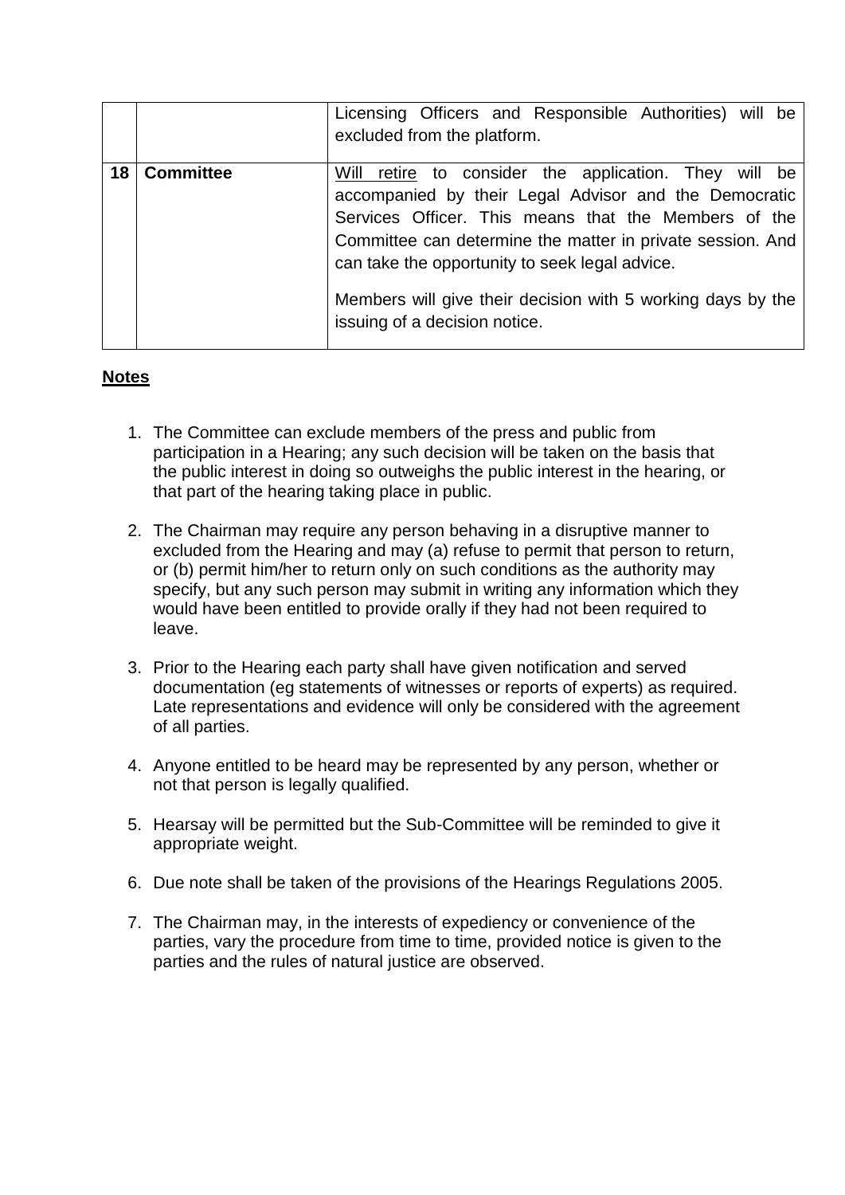| | | |
|---|---|---|
| | | Licensing Officers and Responsible Authorities) will be excluded from the platform. |
| **18** | **Committee** | Will retire to consider the application. They will be accompanied by their Legal Advisor and the Democratic Services Officer. This means that the Members of the Committee can determine the matter in private session. And can take the opportunity to seek legal advice.<br><br>Members will give their decision with 5 working days by the issuing of a decision notice. |

**Notes**

1. The Committee can exclude members of the press and public from participation in a Hearing; any such decision will be taken on the basis that the public interest in doing so outweighs the public interest in the hearing, or that part of the hearing taking place in public.
2. The Chairman may require any person behaving in a disruptive manner to excluded from the Hearing and may (a) refuse to permit that person to return, or (b) permit him/her to return only on such conditions as the authority may specify, but any such person may submit in writing any information which they would have been entitled to provide orally if they had not been required to leave.
3. Prior to the Hearing each party shall have given notification and served documentation (eg statements of witnesses or reports of experts) as required. Late representations and evidence will only be considered with the agreement of all parties.
4. Anyone entitled to be heard may be represented by any person, whether or not that person is legally qualified.
5. Hearsay will be permitted but the Sub-Committee will be reminded to give it appropriate weight.
6. Due note shall be taken of the provisions of the Hearings Regulations 2005.
7. The Chairman may, in the interests of expediency or convenience of the parties, vary the procedure from time to time, provided notice is given to the parties and the rules of natural justice are observed.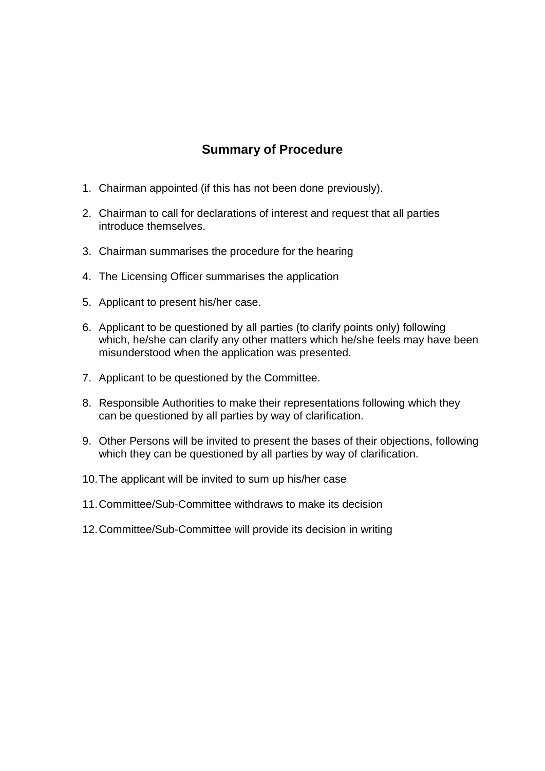## Summary of Procedure

1. Chairman appointed (if this has not been done previously).
2. Chairman to call for declarations of interest and request that all parties introduce themselves.
3. Chairman summarises the procedure for the hearing
4. The Licensing Officer summarises the application
5. Applicant to present his/her case.
6. Applicant to be questioned by all parties (to clarify points only) following which, he/she can clarify any other matters which he/she feels may have been misunderstood when the application was presented.
7. Applicant to be questioned by the Committee.
8. Responsible Authorities to make their representations following which they can be questioned by all parties by way of clarification.
9. Other Persons will be invited to present the bases of their objections, following which they can be questioned by all parties by way of clarification.
10. The applicant will be invited to sum up his/her case
11. Committee/Sub-Committee withdraws to make its decision
12. Committee/Sub-Committee will provide its decision in writing